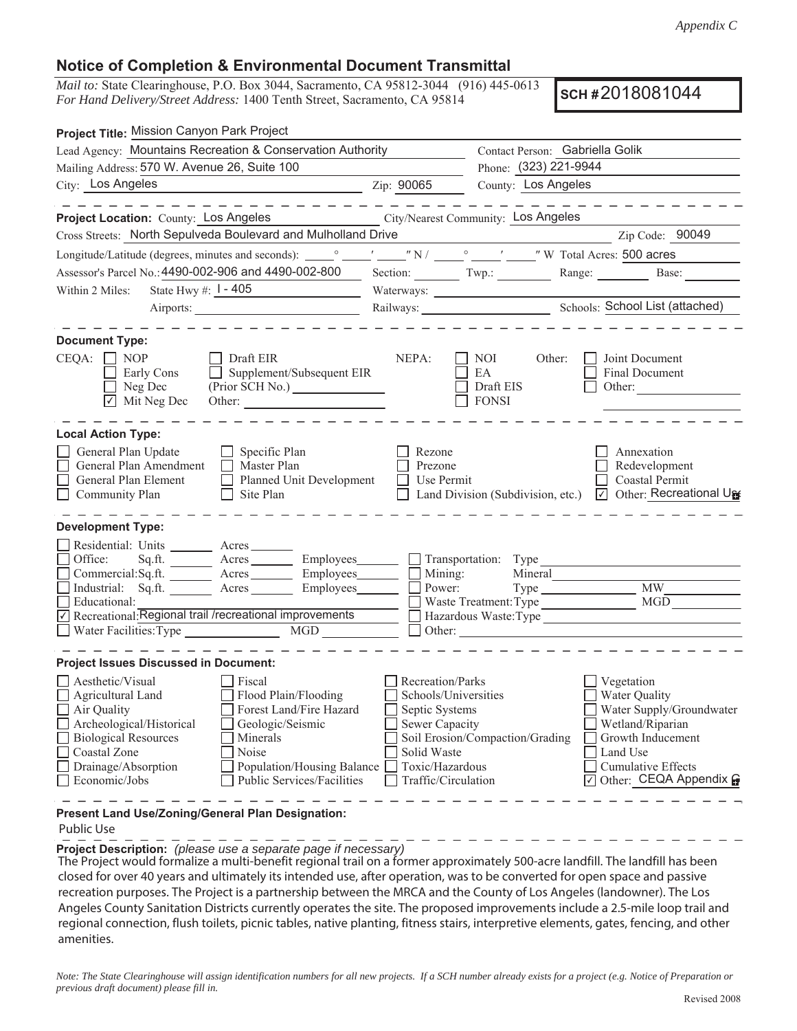*Appendix C*

## Notice of Completion & Environmental Document Transmittal

*Mail to:* State Clearinghouse, P.O. Box 3044, Sacramento, CA 95812-3044 (916) 445-0613
*For Hand Delivery/Street Address:* 1400 Tenth Street, Sacramento, CA 95814

**SCH #** 2018081044

**Project Title:** Mission Canyon Park Project

Lead Agency: Mountains Recreation & Conservation Authority
Contact Person: Gabriella Golik
Mailing Address: 570 W. Avenue 26, Suite 100
Phone: (323) 221-9944
City: Los Angeles
Zip: 90065
County: Los Angeles

---

**Project Location:** County: Los Angeles
City/Nearest Community: Los Angeles
Cross Streets: North Sepulveda Boulevard and Mulholland Drive
Zip Code: 90049
Longitude/Latitude (degrees, minutes and seconds): ____° ____′ ____″ N / ____° ____′ ____″ W Total Acres: 500 acres
Assessor's Parcel No.: 4490-002-906 and 4490-002-800
Section: ____ Twp.: ____ Range: ____ Base: ____
Within 2 Miles: State Hwy #: I - 405
Waterways: ____
Airports: ____
Railways: ____
Schools: School List (attached)

---

**Document Type:**

CEQA:
- ☐ NOP
- ☐ Early Cons
- ☐ Neg Dec
- ☑ Mit Neg Dec
- ☐ Draft EIR
- ☐ Supplement/Subsequent EIR (Prior SCH No.) ____
- Other: ____

NEPA:
- ☐ NOI
- ☐ EA
- ☐ Draft EIS
- ☐ FONSI

Other:
- ☐ Joint Document
- ☐ Final Document
- ☐ Other: ____

---

**Local Action Type:**

- ☐ General Plan Update
- ☐ General Plan Amendment
- ☐ General Plan Element
- ☐ Community Plan
- ☐ Specific Plan
- ☐ Master Plan
- ☐ Planned Unit Development
- ☐ Site Plan
- ☐ Rezone
- ☐ Prezone
- ☐ Use Permit
- ☐ Land Division (Subdivision, etc.)
- ☐ Annexation
- ☐ Redevelopment
- ☐ Coastal Permit
- ☑ Other: Recreational Use

---

**Development Type:**

- ☐ Residential: Units ____ Acres ____
- ☐ Office: Sq.ft. ____ Acres ____ Employees ____
- ☐ Commercial: Sq.ft. ____ Acres ____ Employees ____
- ☐ Industrial: Sq.ft. ____ Acres ____ Employees ____
- ☐ Educational: ____
- ☑ Recreational: Regional trail /recreational improvements
- ☐ Water Facilities: Type ____ MGD ____
- ☐ Transportation: Type ____
- ☐ Mining: Mineral ____
- ☐ Power: Type ____ MW ____
- ☐ Waste Treatment: Type ____ MGD ____
- ☐ Hazardous Waste: Type ____
- ☐ Other: ____

---

**Project Issues Discussed in Document:**

- ☐ Aesthetic/Visual
- ☐ Agricultural Land
- ☐ Air Quality
- ☐ Archeological/Historical
- ☐ Biological Resources
- ☐ Coastal Zone
- ☐ Drainage/Absorption
- ☐ Economic/Jobs
- ☐ Fiscal
- ☐ Flood Plain/Flooding
- ☐ Forest Land/Fire Hazard
- ☐ Geologic/Seismic
- ☐ Minerals
- ☐ Noise
- ☐ Population/Housing Balance
- ☐ Public Services/Facilities
- ☐ Recreation/Parks
- ☐ Schools/Universities
- ☐ Septic Systems
- ☐ Sewer Capacity
- ☐ Soil Erosion/Compaction/Grading
- ☐ Solid Waste
- ☐ Toxic/Hazardous
- ☐ Traffic/Circulation
- ☐ Vegetation
- ☐ Water Quality
- ☐ Water Supply/Groundwater
- ☐ Wetland/Riparian
- ☐ Growth Inducement
- ☐ Land Use
- ☐ Cumulative Effects
- ☑ Other: CEQA Appendix G

---

**Present Land Use/Zoning/General Plan Designation:**

Public Use

**Project Description:** *(please use a separate page if necessary)*

The Project would formalize a multi-benefit regional trail on a former approximately 500-acre landfill. The landfill has been closed for over 40 years and ultimately its intended use, after operation, was to be converted for open space and passive recreation purposes. The Project is a partnership between the MRCA and the County of Los Angeles (landowner). The Los Angeles County Sanitation Districts currently operates the site. The proposed improvements include a 2.5-mile loop trail and regional connection, flush toilets, picnic tables, native planting, fitness stairs, interpretive elements, gates, fencing, and other amenities.

*Note: The State Clearinghouse will assign identification numbers for all new projects. If a SCH number already exists for a project (e.g. Notice of Preparation or previous draft document) please fill in.*

Revised 2008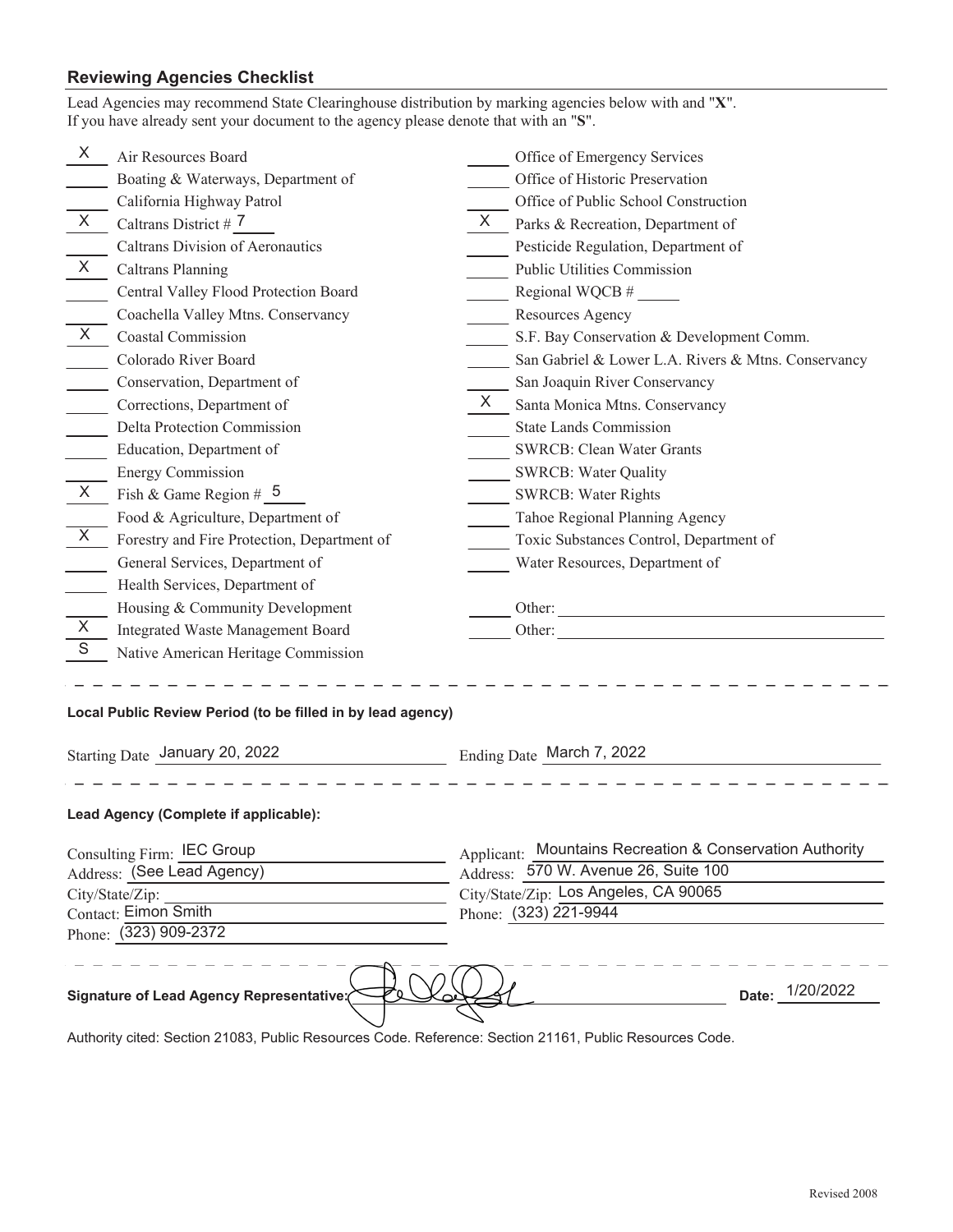## Reviewing Agencies Checklist

Lead Agencies may recommend State Clearinghouse distribution by marking agencies below with and "**X**".
If you have already sent your document to the agency please denote that with an "**S**".

| Mark | Agency | Mark | Agency |
|---|---|---|---|
| X | Air Resources Board | | Office of Emergency Services |
| | Boating & Waterways, Department of | | Office of Historic Preservation |
| | California Highway Patrol | | Office of Public School Construction |
| X | Caltrans District # 7 | X | Parks & Recreation, Department of |
| | Caltrans Division of Aeronautics | | Pesticide Regulation, Department of |
| X | Caltrans Planning | | Public Utilities Commission |
| | Central Valley Flood Protection Board | | Regional WQCB # ____ |
| | Coachella Valley Mtns. Conservancy | | Resources Agency |
| X | Coastal Commission | | S.F. Bay Conservation & Development Comm. |
| | Colorado River Board | | San Gabriel & Lower L.A. Rivers & Mtns. Conservancy |
| | Conservation, Department of | | San Joaquin River Conservancy |
| | Corrections, Department of | X | Santa Monica Mtns. Conservancy |
| | Delta Protection Commission | | State Lands Commission |
| | Education, Department of | | SWRCB: Clean Water Grants |
| | Energy Commission | | SWRCB: Water Quality |
| X | Fish & Game Region # 5 | | SWRCB: Water Rights |
| | Food & Agriculture, Department of | | Tahoe Regional Planning Agency |
| X | Forestry and Fire Protection, Department of | | Toxic Substances Control, Department of |
| | General Services, Department of | | Water Resources, Department of |
| | Health Services, Department of | | |
| | Housing & Community Development | | Other: |
| X | Integrated Waste Management Board | | Other: |
| S | Native American Heritage Commission | | |

---

**Local Public Review Period (to be filled in by lead agency)**

Starting Date January 20, 2022 Ending Date March 7, 2022

---

**Lead Agency (Complete if applicable):**

Consulting Firm: IEC Group
Address: (See Lead Agency)
City/State/Zip:
Contact: Eimon Smith
Phone: (323) 909-2372

Applicant: Mountains Recreation & Conservation Authority
Address: 570 W. Avenue 26, Suite 100
City/State/Zip: Los Angeles, CA 90065
Phone: (323) 221-9944

---

**Signature of Lead Agency Representative:** [signature] **Date:** 1/20/2022

Authority cited: Section 21083, Public Resources Code. Reference: Section 21161, Public Resources Code.

Revised 2008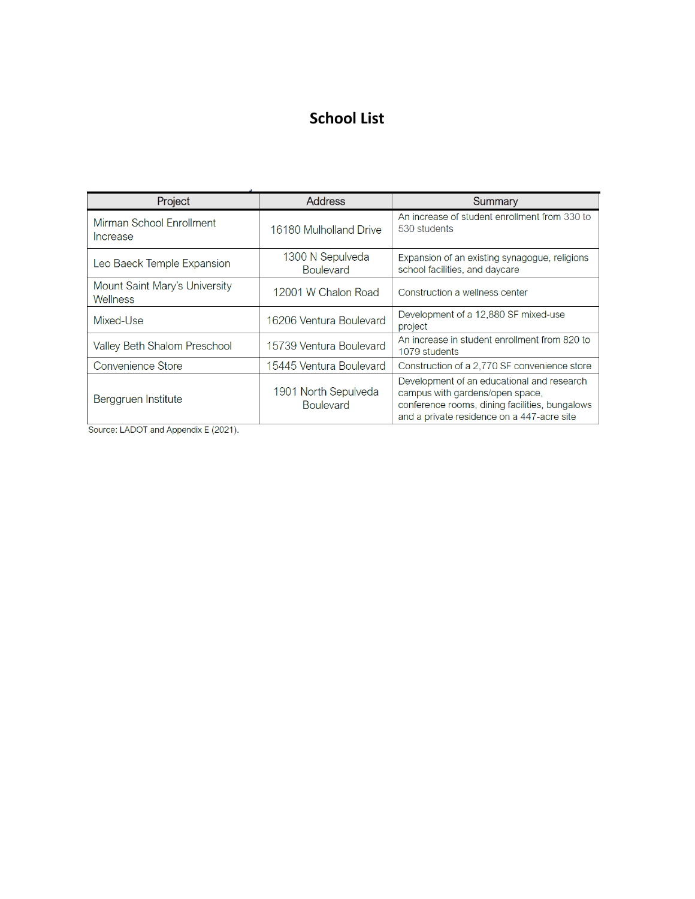# School List

| Project | Address | Summary |
| --- | --- | --- |
| Mirman School Enrollment Increase | 16180 Mulholland Drive | An increase of student enrollment from 330 to 530 students |
| Leo Baeck Temple Expansion | 1300 N Sepulveda Boulevard | Expansion of an existing synagogue, religions school facilities, and daycare |
| Mount Saint Mary's University Wellness | 12001 W Chalon Road | Construction a wellness center |
| Mixed-Use | 16206 Ventura Boulevard | Development of a 12,880 SF mixed-use project |
| Valley Beth Shalom Preschool | 15739 Ventura Boulevard | An increase in student enrollment from 820 to 1079 students |
| Convenience Store | 15445 Ventura Boulevard | Construction of a 2,770 SF convenience store |
| Berggruen Institute | 1901 North Sepulveda Boulevard | Development of an educational and research campus with gardens/open space, conference rooms, dining facilities, bungalows and a private residence on a 447-acre site |

Source: LADOT and Appendix E (2021).